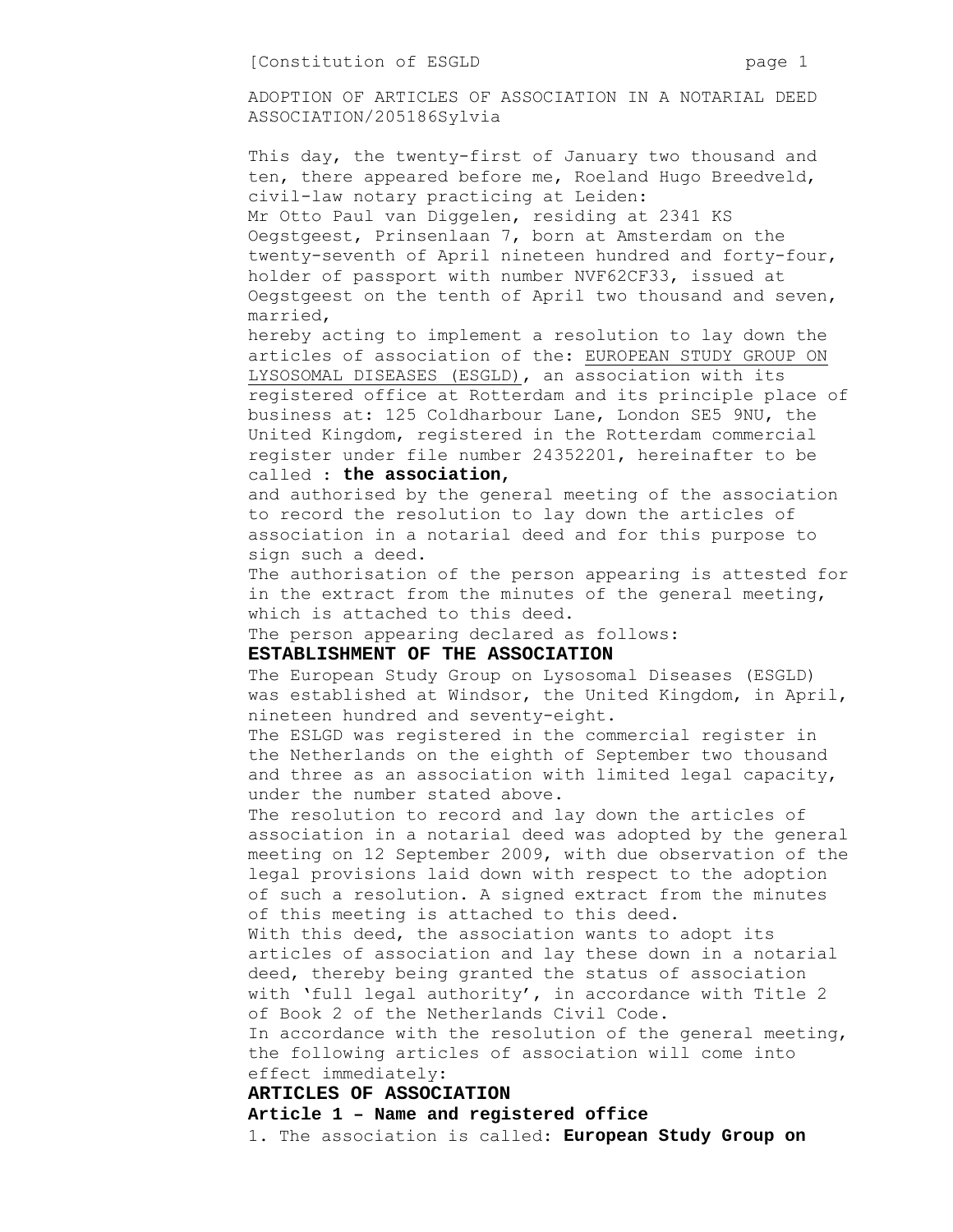ADOPTION OF ARTICLES OF ASSOCIATION IN A NOTARIAL DEED
ASSOCIATION/205186Sylvia

This day, the twenty-first of January two thousand and ten, there appeared before me, Roeland Hugo Breedveld, civil-law notary practicing at Leiden:
Mr Otto Paul van Diggelen, residing at 2341 KS Oegstgeest, Prinsenlaan 7, born at Amsterdam on the twenty-seventh of April nineteen hundred and forty-four, holder of passport with number NVF62CF33, issued at Oegstgeest on the tenth of April two thousand and seven, married,
hereby acting to implement a resolution to lay down the articles of association of the: EUROPEAN STUDY GROUP ON LYSOSOMAL DISEASES (ESGLD), an association with its registered office at Rotterdam and its principle place of business at: 125 Coldharbour Lane, London SE5 9NU, the United Kingdom, registered in the Rotterdam commercial register under file number 24352201, hereinafter to be called : **the association,**
and authorised by the general meeting of the association to record the resolution to lay down the articles of association in a notarial deed and for this purpose to sign such a deed.
The authorisation of the person appearing is attested for in the extract from the minutes of the general meeting, which is attached to this deed.
The person appearing declared as follows:

## ESTABLISHMENT OF THE ASSOCIATION

The European Study Group on Lysosomal Diseases (ESGLD) was established at Windsor, the United Kingdom, in April, nineteen hundred and seventy-eight.
The ESLGD was registered in the commercial register in the Netherlands on the eighth of September two thousand and three as an association with limited legal capacity, under the number stated above.
The resolution to record and lay down the articles of association in a notarial deed was adopted by the general meeting on 12 September 2009, with due observation of the legal provisions laid down with respect to the adoption of such a resolution. A signed extract from the minutes of this meeting is attached to this deed.
With this deed, the association wants to adopt its articles of association and lay these down in a notarial deed, thereby being granted the status of association with 'full legal authority', in accordance with Title 2 of Book 2 of the Netherlands Civil Code.
In accordance with the resolution of the general meeting, the following articles of association will come into effect immediately:

## ARTICLES OF ASSOCIATION

### Article 1 – Name and registered office

1. The association is called: **European Study Group on**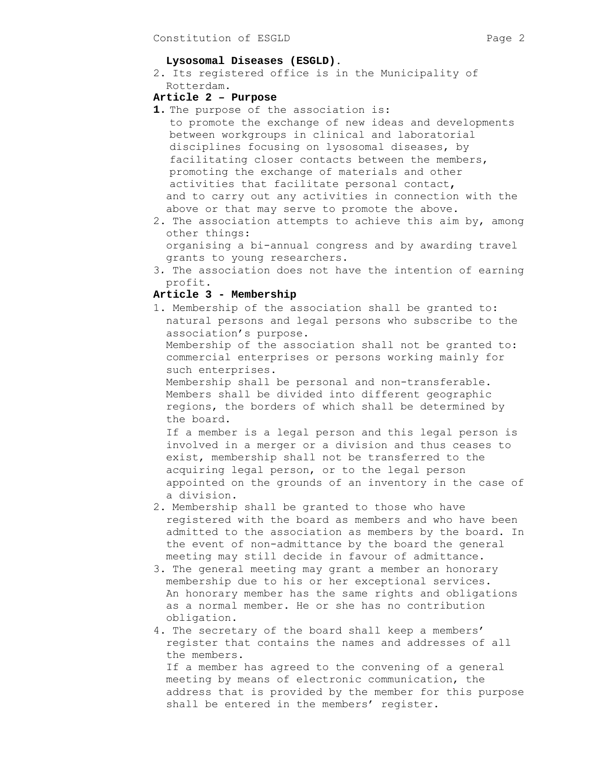**Lysosomal Diseases (ESGLD)**.

2. Its registered office is in the Municipality of Rotterdam.

## Article 2 – Purpose

1. The purpose of the association is:
   to promote the exchange of new ideas and developments between workgroups in clinical and laboratorial disciplines focusing on lysosomal diseases, by facilitating closer contacts between the members, promoting the exchange of materials and other activities that facilitate personal contact,
   and to carry out any activities in connection with the above or that may serve to promote the above.
2. The association attempts to achieve this aim by, among other things:
   organising a bi-annual congress and by awarding travel grants to young researchers.
3. The association does not have the intention of earning profit.

## Article 3 - Membership

1. Membership of the association shall be granted to: natural persons and legal persons who subscribe to the association's purpose.
   Membership of the association shall not be granted to: commercial enterprises or persons working mainly for such enterprises.
   Membership shall be personal and non-transferable.
   Members shall be divided into different geographic regions, the borders of which shall be determined by the board.
   If a member is a legal person and this legal person is involved in a merger or a division and thus ceases to exist, membership shall not be transferred to the acquiring legal person, or to the legal person appointed on the grounds of an inventory in the case of a division.
2. Membership shall be granted to those who have registered with the board as members and who have been admitted to the association as members by the board. In the event of non-admittance by the board the general meeting may still decide in favour of admittance.
3. The general meeting may grant a member an honorary membership due to his or her exceptional services.
   An honorary member has the same rights and obligations as a normal member. He or she has no contribution obligation.
4. The secretary of the board shall keep a members' register that contains the names and addresses of all the members.
   If a member has agreed to the convening of a general meeting by means of electronic communication, the address that is provided by the member for this purpose shall be entered in the members' register.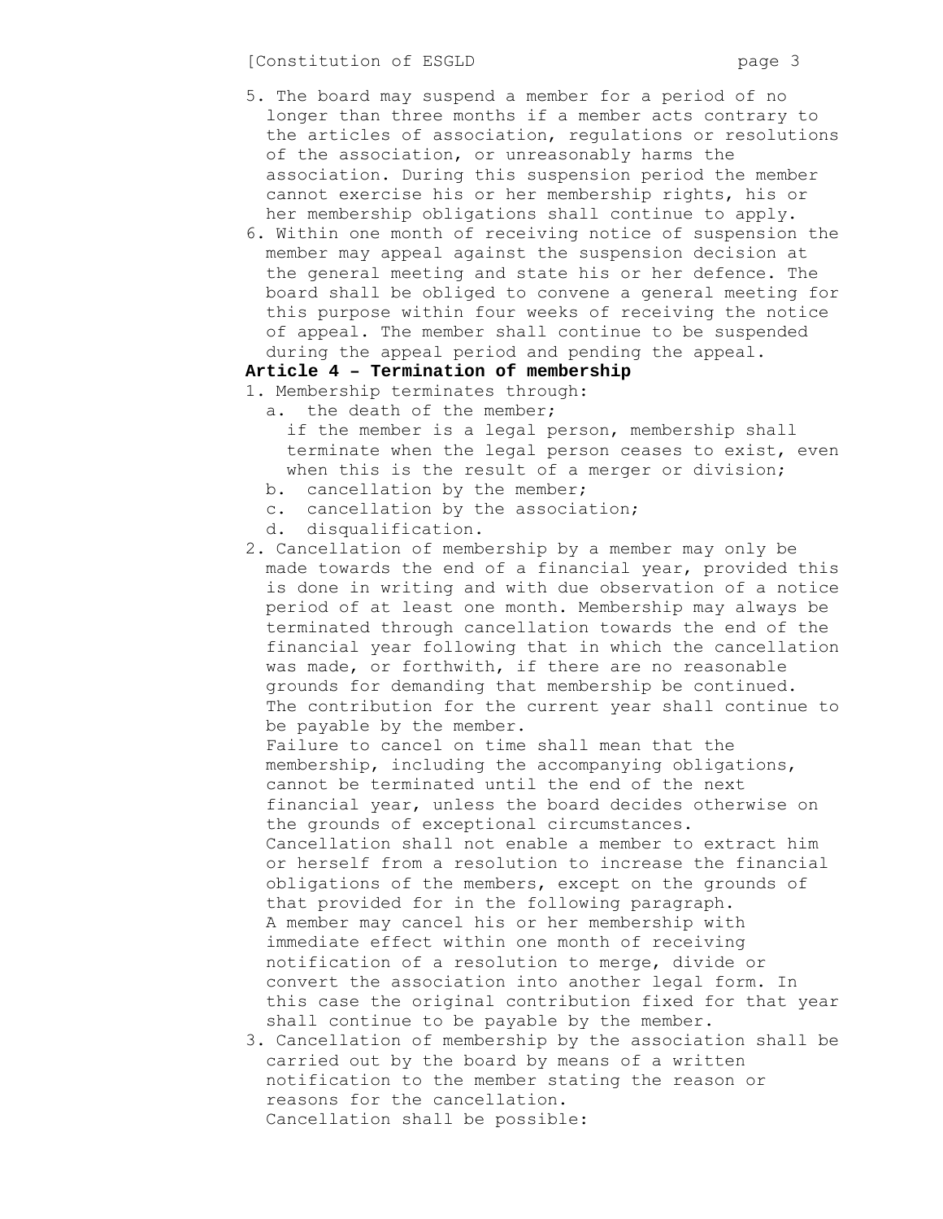5. The board may suspend a member for a period of no longer than three months if a member acts contrary to the articles of association, regulations or resolutions of the association, or unreasonably harms the association. During this suspension period the member cannot exercise his or her membership rights, his or her membership obligations shall continue to apply.
6. Within one month of receiving notice of suspension the member may appeal against the suspension decision at the general meeting and state his or her defence. The board shall be obliged to convene a general meeting for this purpose within four weeks of receiving the notice of appeal. The member shall continue to be suspended during the appeal period and pending the appeal.

**Article 4 – Termination of membership**

1. Membership terminates through:
   a. the death of the member;
      if the member is a legal person, membership shall terminate when the legal person ceases to exist, even when this is the result of a merger or division;
   b. cancellation by the member;
   c. cancellation by the association;
   d. disqualification.
2. Cancellation of membership by a member may only be made towards the end of a financial year, provided this is done in writing and with due observation of a notice period of at least one month. Membership may always be terminated through cancellation towards the end of the financial year following that in which the cancellation was made, or forthwith, if there are no reasonable grounds for demanding that membership be continued. The contribution for the current year shall continue to be payable by the member.
   Failure to cancel on time shall mean that the membership, including the accompanying obligations, cannot be terminated until the end of the next financial year, unless the board decides otherwise on the grounds of exceptional circumstances.
   Cancellation shall not enable a member to extract him or herself from a resolution to increase the financial obligations of the members, except on the grounds of that provided for in the following paragraph.
   A member may cancel his or her membership with immediate effect within one month of receiving notification of a resolution to merge, divide or convert the association into another legal form. In this case the original contribution fixed for that year shall continue to be payable by the member.
3. Cancellation of membership by the association shall be carried out by the board by means of a written notification to the member stating the reason or reasons for the cancellation.
   Cancellation shall be possible: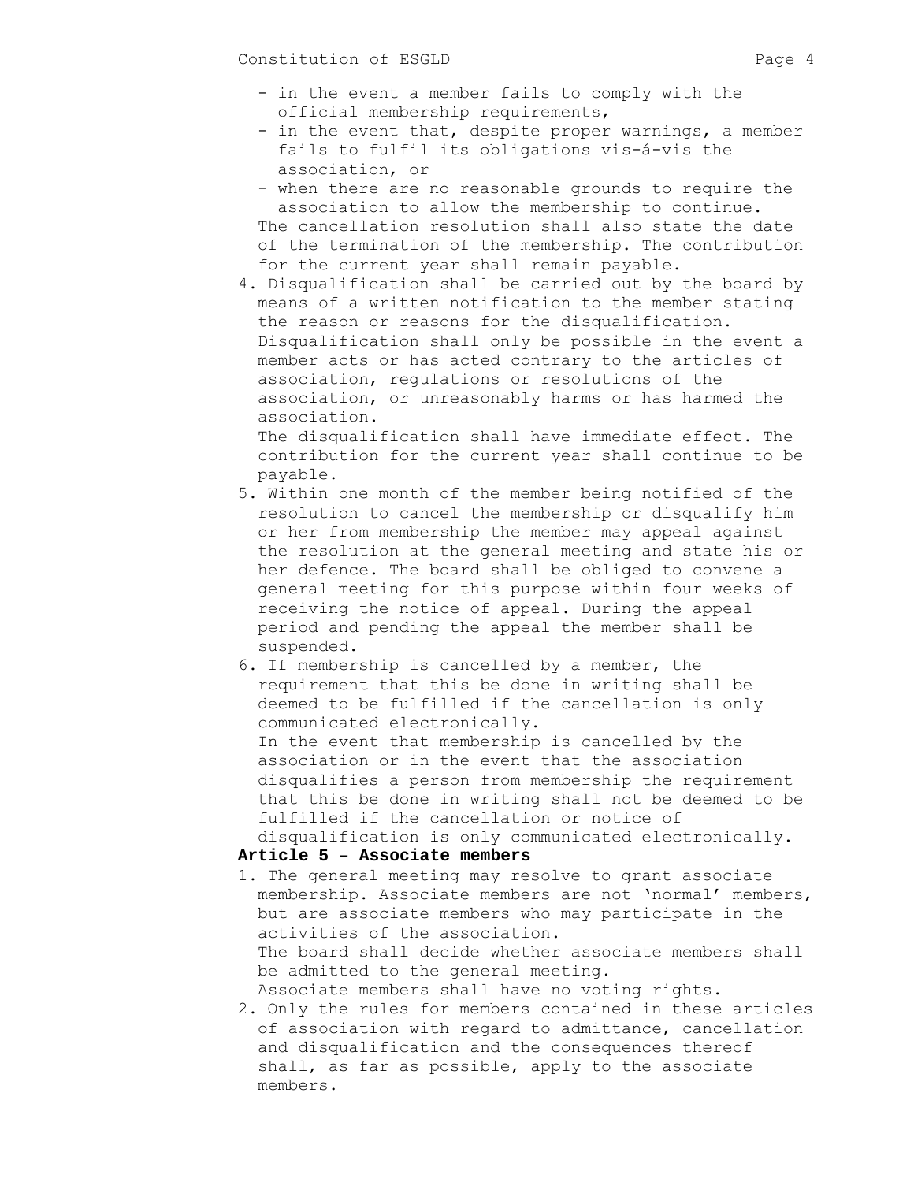- in the event a member fails to comply with the official membership requirements,
- in the event that, despite proper warnings, a member fails to fulfil its obligations vis-á-vis the association, or
- when there are no reasonable grounds to require the association to allow the membership to continue.

The cancellation resolution shall also state the date of the termination of the membership. The contribution for the current year shall remain payable.

4. Disqualification shall be carried out by the board by means of a written notification to the member stating the reason or reasons for the disqualification. Disqualification shall only be possible in the event a member acts or has acted contrary to the articles of association, regulations or resolutions of the association, or unreasonably harms or has harmed the association.
   The disqualification shall have immediate effect. The contribution for the current year shall continue to be payable.
5. Within one month of the member being notified of the resolution to cancel the membership or disqualify him or her from membership the member may appeal against the resolution at the general meeting and state his or her defence. The board shall be obliged to convene a general meeting for this purpose within four weeks of receiving the notice of appeal. During the appeal period and pending the appeal the member shall be suspended.
6. If membership is cancelled by a member, the requirement that this be done in writing shall be deemed to be fulfilled if the cancellation is only communicated electronically.
   In the event that membership is cancelled by the association or in the event that the association disqualifies a person from membership the requirement that this be done in writing shall not be deemed to be fulfilled if the cancellation or notice of disqualification is only communicated electronically.

**Article 5 – Associate members**

1. The general meeting may resolve to grant associate membership. Associate members are not 'normal' members, but are associate members who may participate in the activities of the association.
   The board shall decide whether associate members shall be admitted to the general meeting.
   Associate members shall have no voting rights.
2. Only the rules for members contained in these articles of association with regard to admittance, cancellation and disqualification and the consequences thereof shall, as far as possible, apply to the associate members.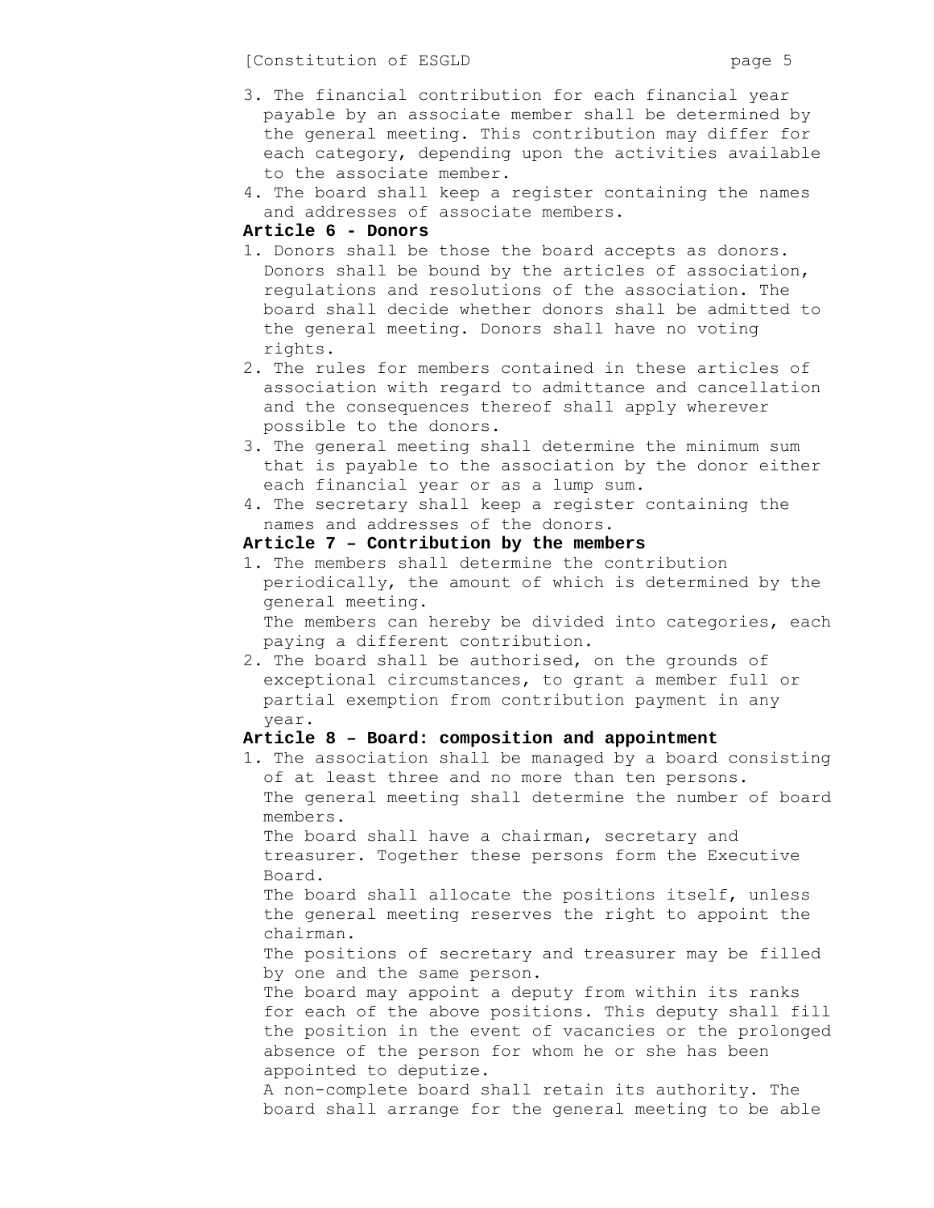3. The financial contribution for each financial year payable by an associate member shall be determined by the general meeting. This contribution may differ for each category, depending upon the activities available to the associate member.
4. The board shall keep a register containing the names and addresses of associate members.

**Article 6 - Donors**

1. Donors shall be those the board accepts as donors. Donors shall be bound by the articles of association, regulations and resolutions of the association. The board shall decide whether donors shall be admitted to the general meeting. Donors shall have no voting rights.
2. The rules for members contained in these articles of association with regard to admittance and cancellation and the consequences thereof shall apply wherever possible to the donors.
3. The general meeting shall determine the minimum sum that is payable to the association by the donor either each financial year or as a lump sum.
4. The secretary shall keep a register containing the names and addresses of the donors.

**Article 7 – Contribution by the members**

1. The members shall determine the contribution periodically, the amount of which is determined by the general meeting.
   The members can hereby be divided into categories, each paying a different contribution.
2. The board shall be authorised, on the grounds of exceptional circumstances, to grant a member full or partial exemption from contribution payment in any year.

**Article 8 – Board: composition and appointment**

1. The association shall be managed by a board consisting of at least three and no more than ten persons.
   The general meeting shall determine the number of board members.
   The board shall have a chairman, secretary and treasurer. Together these persons form the Executive Board.
   The board shall allocate the positions itself, unless the general meeting reserves the right to appoint the chairman.
   The positions of secretary and treasurer may be filled by one and the same person.
   The board may appoint a deputy from within its ranks for each of the above positions. This deputy shall fill the position in the event of vacancies or the prolonged absence of the person for whom he or she has been appointed to deputize.
   A non-complete board shall retain its authority. The board shall arrange for the general meeting to be able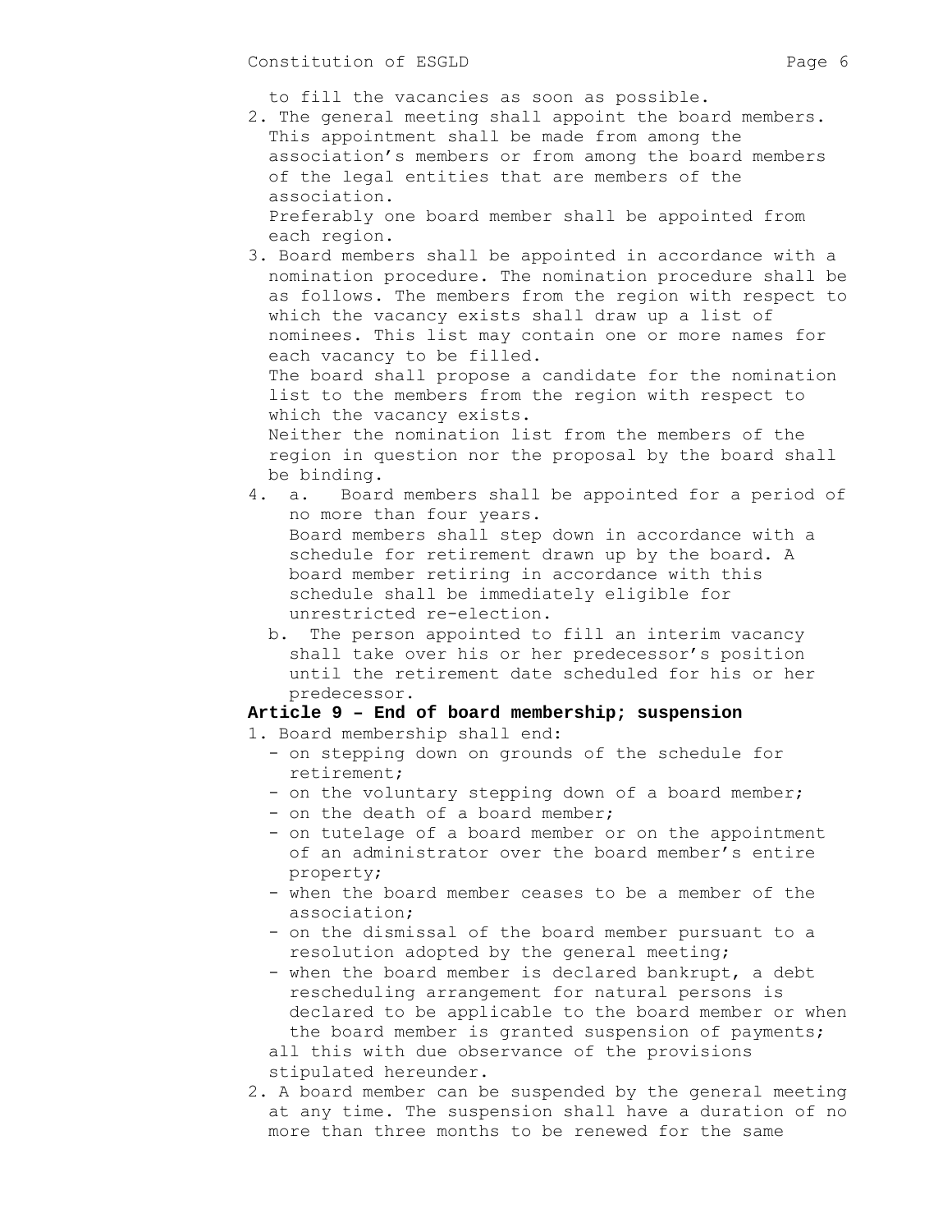to fill the vacancies as soon as possible.

2. The general meeting shall appoint the board members. This appointment shall be made from among the association's members or from among the board members of the legal entities that are members of the association.
   Preferably one board member shall be appointed from each region.
3. Board members shall be appointed in accordance with a nomination procedure. The nomination procedure shall be as follows. The members from the region with respect to which the vacancy exists shall draw up a list of nominees. This list may contain one or more names for each vacancy to be filled.
   The board shall propose a candidate for the nomination list to the members from the region with respect to which the vacancy exists.
   Neither the nomination list from the members of the region in question nor the proposal by the board shall be binding.
4. a. Board members shall be appointed for a period of no more than four years.
      Board members shall step down in accordance with a schedule for retirement drawn up by the board. A board member retiring in accordance with this schedule shall be immediately eligible for unrestricted re-election.
   b. The person appointed to fill an interim vacancy shall take over his or her predecessor's position until the retirement date scheduled for his or her predecessor.

**Article 9 – End of board membership; suspension**

1. Board membership shall end:
   - on stepping down on grounds of the schedule for retirement;
   - on the voluntary stepping down of a board member;
   - on the death of a board member;
   - on tutelage of a board member or on the appointment of an administrator over the board member's entire property;
   - when the board member ceases to be a member of the association;
   - on the dismissal of the board member pursuant to a resolution adopted by the general meeting;
   - when the board member is declared bankrupt, a debt rescheduling arrangement for natural persons is declared to be applicable to the board member or when the board member is granted suspension of payments;

   all this with due observance of the provisions stipulated hereunder.
2. A board member can be suspended by the general meeting at any time. The suspension shall have a duration of no more than three months to be renewed for the same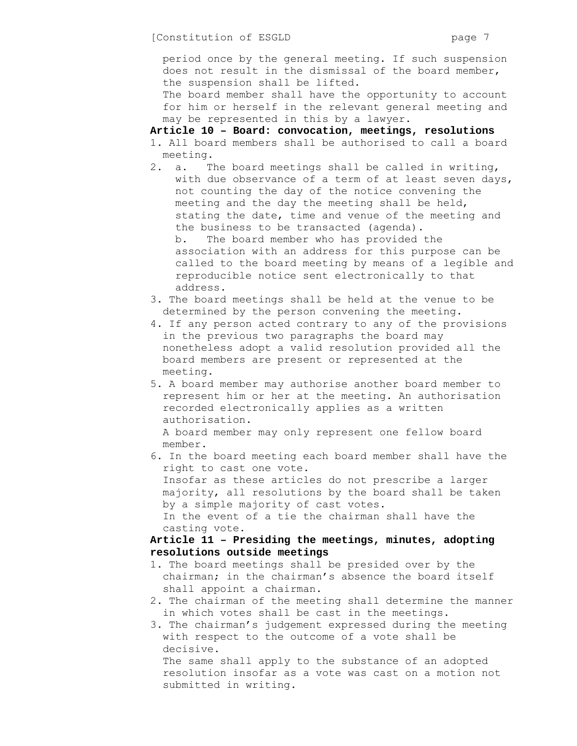period once by the general meeting. If such suspension does not result in the dismissal of the board member, the suspension shall be lifted.
The board member shall have the opportunity to account for him or herself in the relevant general meeting and may be represented in this by a lawyer.

**Article 10 – Board: convocation, meetings, resolutions**

1. All board members shall be authorised to call a board meeting.
2. a. The board meetings shall be called in writing, with due observance of a term of at least seven days, not counting the day of the notice convening the meeting and the day the meeting shall be held, stating the date, time and venue of the meeting and the business to be transacted (agenda).
   b. The board member who has provided the association with an address for this purpose can be called to the board meeting by means of a legible and reproducible notice sent electronically to that address.
3. The board meetings shall be held at the venue to be determined by the person convening the meeting.
4. If any person acted contrary to any of the provisions in the previous two paragraphs the board may nonetheless adopt a valid resolution provided all the board members are present or represented at the meeting.
5. A board member may authorise another board member to represent him or her at the meeting. An authorisation recorded electronically applies as a written authorisation.
   A board member may only represent one fellow board member.
6. In the board meeting each board member shall have the right to cast one vote.
   Insofar as these articles do not prescribe a larger majority, all resolutions by the board shall be taken by a simple majority of cast votes.
   In the event of a tie the chairman shall have the casting vote.

**Article 11 – Presiding the meetings, minutes, adopting resolutions outside meetings**

1. The board meetings shall be presided over by the chairman; in the chairman's absence the board itself shall appoint a chairman.
2. The chairman of the meeting shall determine the manner in which votes shall be cast in the meetings.
3. The chairman's judgement expressed during the meeting with respect to the outcome of a vote shall be decisive.
   The same shall apply to the substance of an adopted resolution insofar as a vote was cast on a motion not submitted in writing.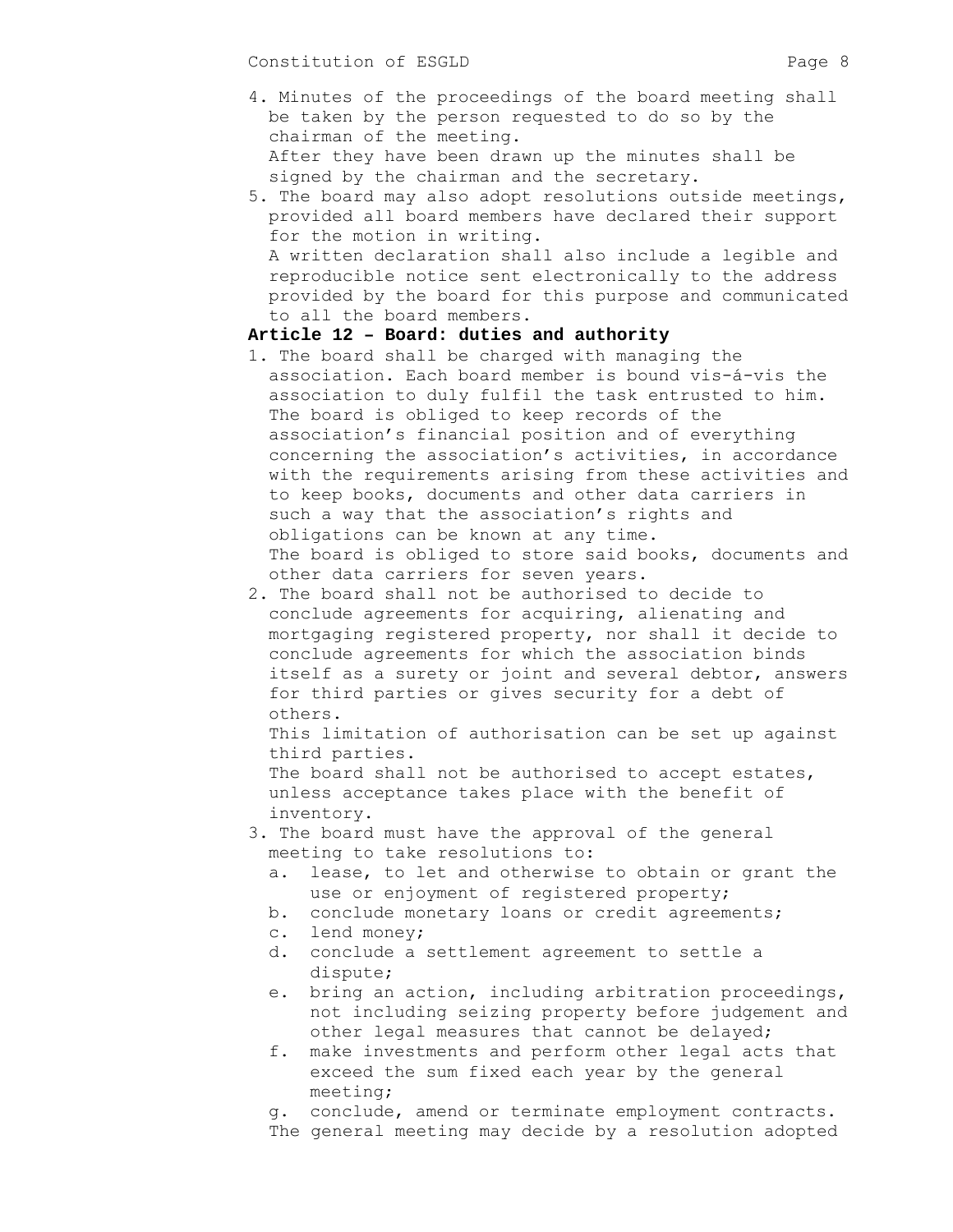4. Minutes of the proceedings of the board meeting shall be taken by the person requested to do so by the chairman of the meeting.
   After they have been drawn up the minutes shall be signed by the chairman and the secretary.
5. The board may also adopt resolutions outside meetings, provided all board members have declared their support for the motion in writing.
   A written declaration shall also include a legible and reproducible notice sent electronically to the address provided by the board for this purpose and communicated to all the board members.

**Article 12 – Board: duties and authority**

1. The board shall be charged with managing the association. Each board member is bound vis-á-vis the association to duly fulfil the task entrusted to him. The board is obliged to keep records of the association's financial position and of everything concerning the association's activities, in accordance with the requirements arising from these activities and to keep books, documents and other data carriers in such a way that the association's rights and obligations can be known at any time.
   The board is obliged to store said books, documents and other data carriers for seven years.
2. The board shall not be authorised to decide to conclude agreements for acquiring, alienating and mortgaging registered property, nor shall it decide to conclude agreements for which the association binds itself as a surety or joint and several debtor, answers for third parties or gives security for a debt of others.
   This limitation of authorisation can be set up against third parties.
   The board shall not be authorised to accept estates, unless acceptance takes place with the benefit of inventory.
3. The board must have the approval of the general meeting to take resolutions to:
   a. lease, to let and otherwise to obtain or grant the use or enjoyment of registered property;
   b. conclude monetary loans or credit agreements;
   c. lend money;
   d. conclude a settlement agreement to settle a dispute;
   e. bring an action, including arbitration proceedings, not including seizing property before judgement and other legal measures that cannot be delayed;
   f. make investments and perform other legal acts that exceed the sum fixed each year by the general meeting;
   g. conclude, amend or terminate employment contracts.

   The general meeting may decide by a resolution adopted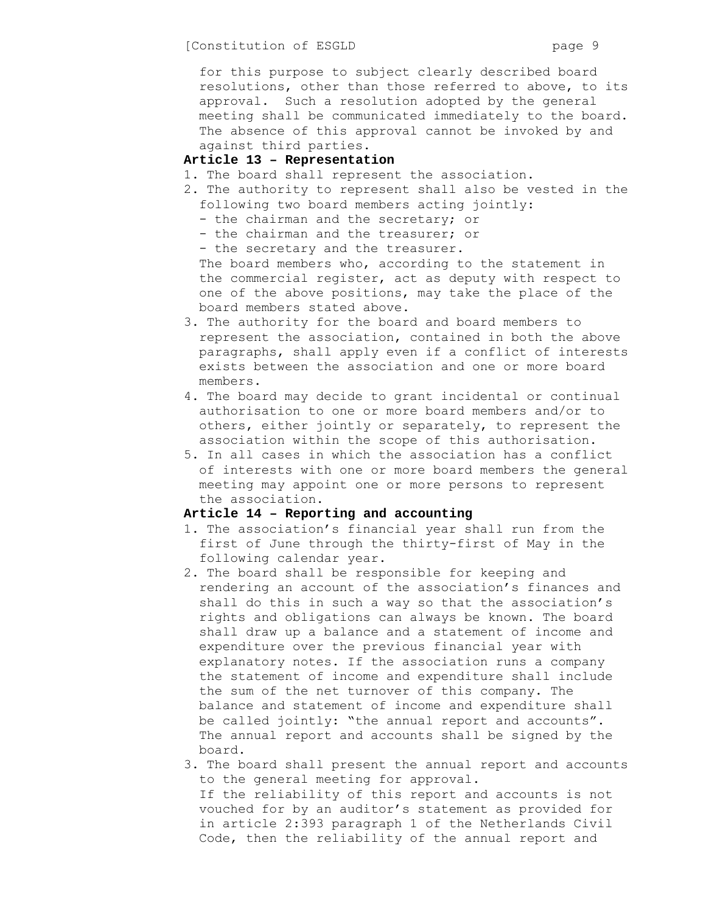for this purpose to subject clearly described board resolutions, other than those referred to above, to its approval. Such a resolution adopted by the general meeting shall be communicated immediately to the board. The absence of this approval cannot be invoked by and against third parties.

**Article 13 – Representation**

1. The board shall represent the association.
2. The authority to represent shall also be vested in the following two board members acting jointly:
   - the chairman and the secretary; or
   - the chairman and the treasurer; or
   - the secretary and the treasurer.

   The board members who, according to the statement in the commercial register, act as deputy with respect to one of the above positions, may take the place of the board members stated above.
3. The authority for the board and board members to represent the association, contained in both the above paragraphs, shall apply even if a conflict of interests exists between the association and one or more board members.
4. The board may decide to grant incidental or continual authorisation to one or more board members and/or to others, either jointly or separately, to represent the association within the scope of this authorisation.
5. In all cases in which the association has a conflict of interests with one or more board members the general meeting may appoint one or more persons to represent the association.

**Article 14 – Reporting and accounting**

1. The association's financial year shall run from the first of June through the thirty-first of May in the following calendar year.
2. The board shall be responsible for keeping and rendering an account of the association's finances and shall do this in such a way so that the association's rights and obligations can always be known. The board shall draw up a balance and a statement of income and expenditure over the previous financial year with explanatory notes. If the association runs a company the statement of income and expenditure shall include the sum of the net turnover of this company. The balance and statement of income and expenditure shall be called jointly: "the annual report and accounts". The annual report and accounts shall be signed by the board.
3. The board shall present the annual report and accounts to the general meeting for approval.

   If the reliability of this report and accounts is not vouched for by an auditor's statement as provided for in article 2:393 paragraph 1 of the Netherlands Civil Code, then the reliability of the annual report and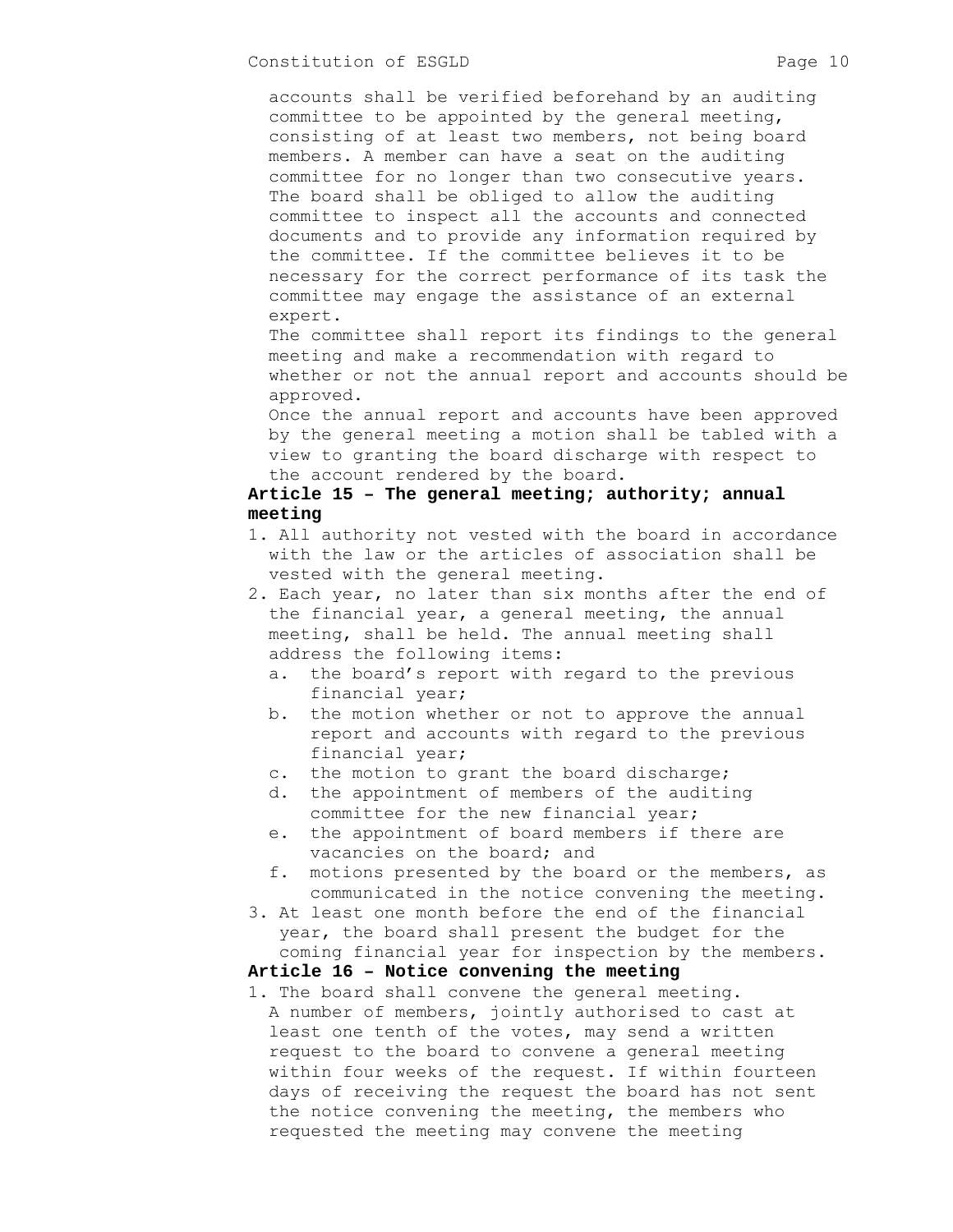accounts shall be verified beforehand by an auditing committee to be appointed by the general meeting, consisting of at least two members, not being board members. A member can have a seat on the auditing committee for no longer than two consecutive years. The board shall be obliged to allow the auditing committee to inspect all the accounts and connected documents and to provide any information required by the committee. If the committee believes it to be necessary for the correct performance of its task the committee may engage the assistance of an external expert.

The committee shall report its findings to the general meeting and make a recommendation with regard to whether or not the annual report and accounts should be approved.

Once the annual report and accounts have been approved by the general meeting a motion shall be tabled with a view to granting the board discharge with respect to the account rendered by the board.

**Article 15 – The general meeting; authority; annual meeting**

1. All authority not vested with the board in accordance with the law or the articles of association shall be vested with the general meeting.
2. Each year, no later than six months after the end of the financial year, a general meeting, the annual meeting, shall be held. The annual meeting shall address the following items:
   a. the board's report with regard to the previous financial year;
   b. the motion whether or not to approve the annual report and accounts with regard to the previous financial year;
   c. the motion to grant the board discharge;
   d. the appointment of members of the auditing committee for the new financial year;
   e. the appointment of board members if there are vacancies on the board; and
   f. motions presented by the board or the members, as communicated in the notice convening the meeting.
3. At least one month before the end of the financial year, the board shall present the budget for the coming financial year for inspection by the members.

**Article 16 – Notice convening the meeting**

1. The board shall convene the general meeting.
   A number of members, jointly authorised to cast at least one tenth of the votes, may send a written request to the board to convene a general meeting within four weeks of the request. If within fourteen days of receiving the request the board has not sent the notice convening the meeting, the members who requested the meeting may convene the meeting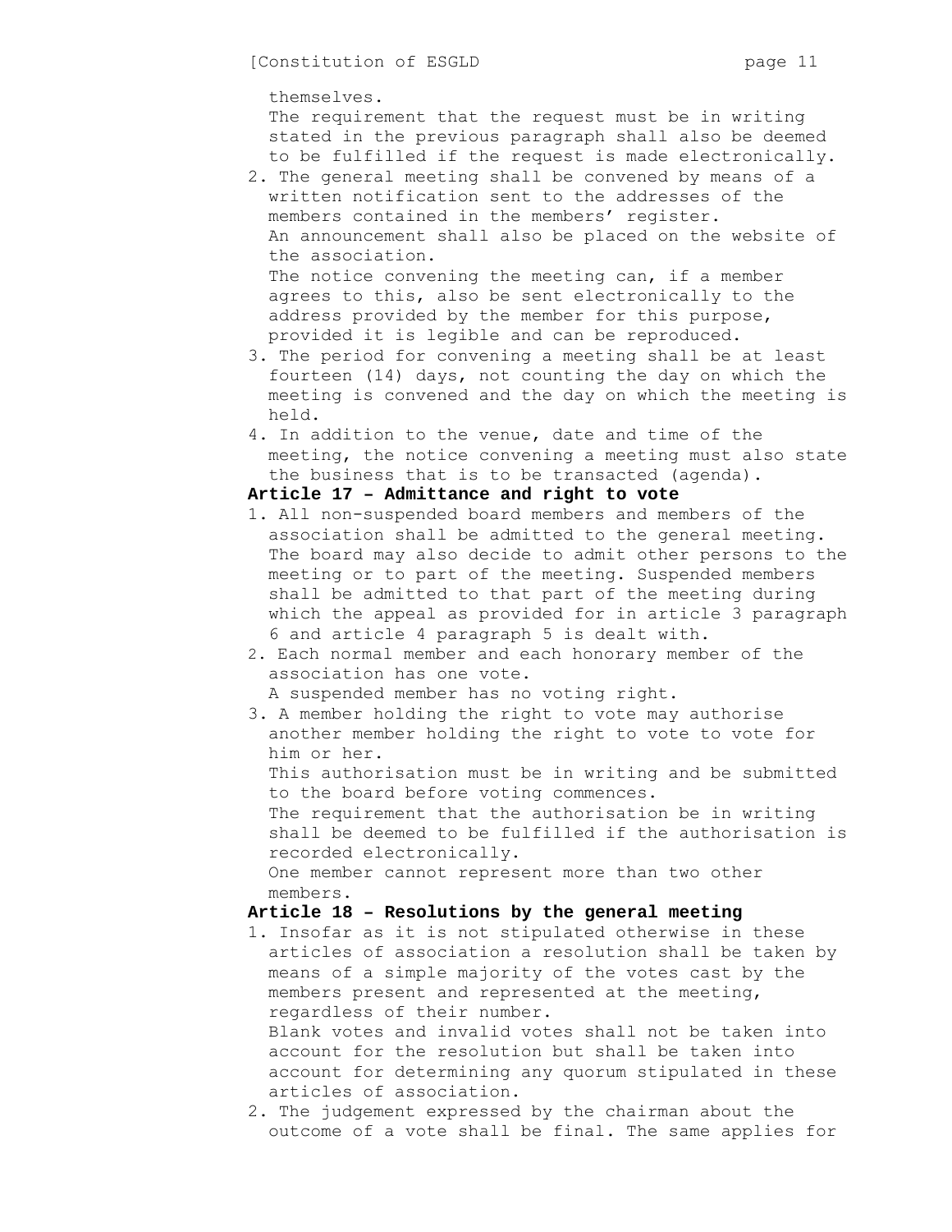themselves.

The requirement that the request must be in writing stated in the previous paragraph shall also be deemed to be fulfilled if the request is made electronically.

2. The general meeting shall be convened by means of a written notification sent to the addresses of the members contained in the members' register.
   An announcement shall also be placed on the website of the association.
   The notice convening the meeting can, if a member agrees to this, also be sent electronically to the address provided by the member for this purpose, provided it is legible and can be reproduced.
3. The period for convening a meeting shall be at least fourteen (14) days, not counting the day on which the meeting is convened and the day on which the meeting is held.
4. In addition to the venue, date and time of the meeting, the notice convening a meeting must also state the business that is to be transacted (agenda).

**Article 17 – Admittance and right to vote**

1. All non-suspended board members and members of the association shall be admitted to the general meeting. The board may also decide to admit other persons to the meeting or to part of the meeting. Suspended members shall be admitted to that part of the meeting during which the appeal as provided for in article 3 paragraph 6 and article 4 paragraph 5 is dealt with.
2. Each normal member and each honorary member of the association has one vote.
   A suspended member has no voting right.
3. A member holding the right to vote may authorise another member holding the right to vote to vote for him or her.
   This authorisation must be in writing and be submitted to the board before voting commences.
   The requirement that the authorisation be in writing shall be deemed to be fulfilled if the authorisation is recorded electronically.
   One member cannot represent more than two other members.

**Article 18 – Resolutions by the general meeting**

1. Insofar as it is not stipulated otherwise in these articles of association a resolution shall be taken by means of a simple majority of the votes cast by the members present and represented at the meeting, regardless of their number.
   Blank votes and invalid votes shall not be taken into account for the resolution but shall be taken into account for determining any quorum stipulated in these articles of association.
2. The judgement expressed by the chairman about the outcome of a vote shall be final. The same applies for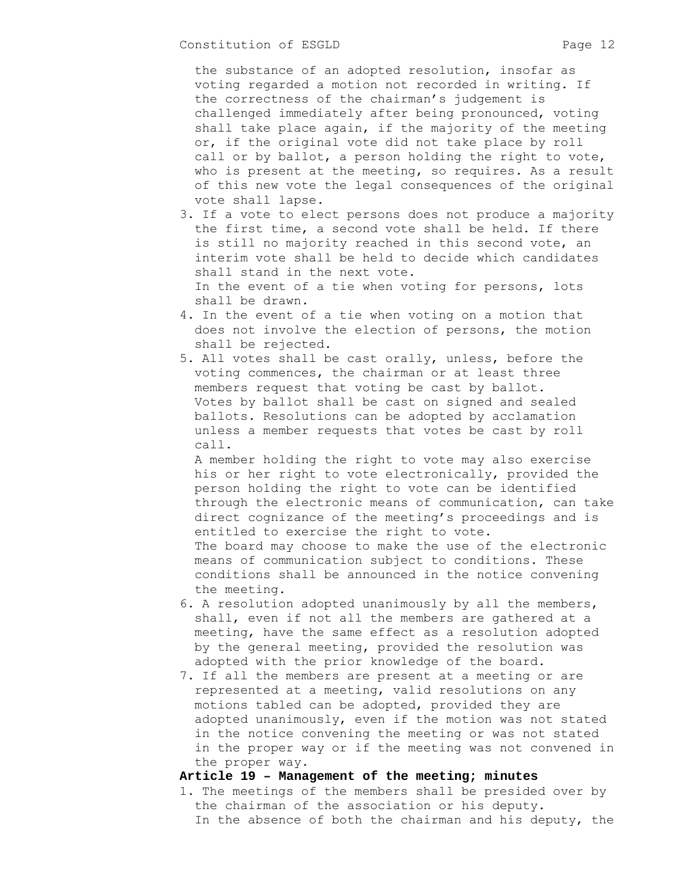the substance of an adopted resolution, insofar as voting regarded a motion not recorded in writing. If the correctness of the chairman's judgement is challenged immediately after being pronounced, voting shall take place again, if the majority of the meeting or, if the original vote did not take place by roll call or by ballot, a person holding the right to vote, who is present at the meeting, so requires. As a result of this new vote the legal consequences of the original vote shall lapse.

3. If a vote to elect persons does not produce a majority the first time, a second vote shall be held. If there is still no majority reached in this second vote, an interim vote shall be held to decide which candidates shall stand in the next vote.
   In the event of a tie when voting for persons, lots shall be drawn.
4. In the event of a tie when voting on a motion that does not involve the election of persons, the motion shall be rejected.
5. All votes shall be cast orally, unless, before the voting commences, the chairman or at least three members request that voting be cast by ballot. Votes by ballot shall be cast on signed and sealed ballots. Resolutions can be adopted by acclamation unless a member requests that votes be cast by roll call.
   A member holding the right to vote may also exercise his or her right to vote electronically, provided the person holding the right to vote can be identified through the electronic means of communication, can take direct cognizance of the meeting's proceedings and is entitled to exercise the right to vote.
   The board may choose to make the use of the electronic means of communication subject to conditions. These conditions shall be announced in the notice convening the meeting.
6. A resolution adopted unanimously by all the members, shall, even if not all the members are gathered at a meeting, have the same effect as a resolution adopted by the general meeting, provided the resolution was adopted with the prior knowledge of the board.
7. If all the members are present at a meeting or are represented at a meeting, valid resolutions on any motions tabled can be adopted, provided they are adopted unanimously, even if the motion was not stated in the notice convening the meeting or was not stated in the proper way or if the meeting was not convened in the proper way.

**Article 19 – Management of the meeting; minutes**

1. The meetings of the members shall be presided over by the chairman of the association or his deputy.
   In the absence of both the chairman and his deputy, the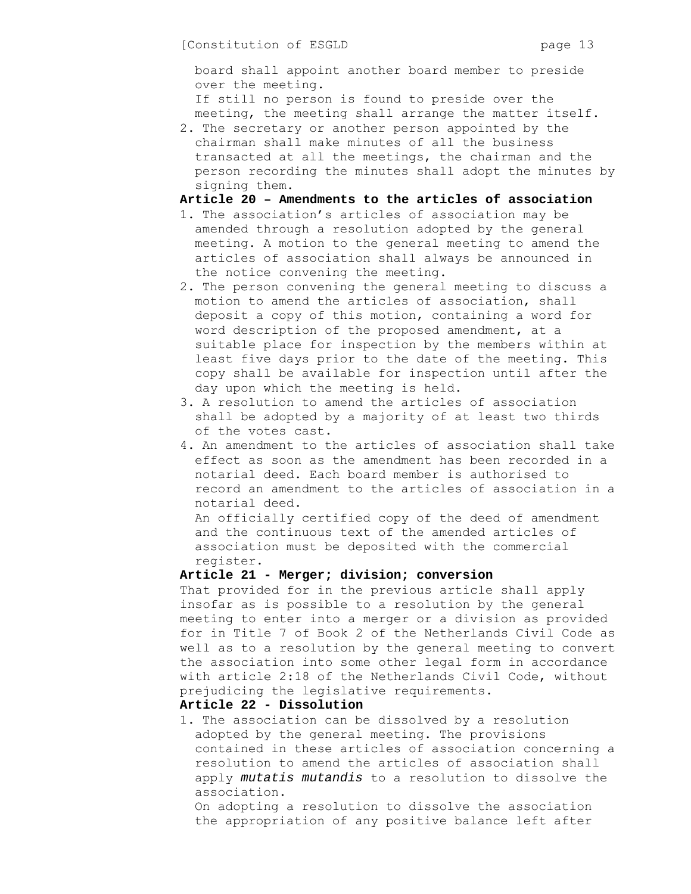board shall appoint another board member to preside over the meeting.
If still no person is found to preside over the meeting, the meeting shall arrange the matter itself.

2. The secretary or another person appointed by the chairman shall make minutes of all the business transacted at all the meetings, the chairman and the person recording the minutes shall adopt the minutes by signing them.

**Article 20 – Amendments to the articles of association**

1. The association's articles of association may be amended through a resolution adopted by the general meeting. A motion to the general meeting to amend the articles of association shall always be announced in the notice convening the meeting.
2. The person convening the general meeting to discuss a motion to amend the articles of association, shall deposit a copy of this motion, containing a word for word description of the proposed amendment, at a suitable place for inspection by the members within at least five days prior to the date of the meeting. This copy shall be available for inspection until after the day upon which the meeting is held.
3. A resolution to amend the articles of association shall be adopted by a majority of at least two thirds of the votes cast.
4. An amendment to the articles of association shall take effect as soon as the amendment has been recorded in a notarial deed. Each board member is authorised to record an amendment to the articles of association in a notarial deed.
   An officially certified copy of the deed of amendment and the continuous text of the amended articles of association must be deposited with the commercial register.

**Article 21 - Merger; division; conversion**

That provided for in the previous article shall apply insofar as is possible to a resolution by the general meeting to enter into a merger or a division as provided for in Title 7 of Book 2 of the Netherlands Civil Code as well as to a resolution by the general meeting to convert the association into some other legal form in accordance with article 2:18 of the Netherlands Civil Code, without prejudicing the legislative requirements.

**Article 22 - Dissolution**

1. The association can be dissolved by a resolution adopted by the general meeting. The provisions contained in these articles of association concerning a resolution to amend the articles of association shall apply *mutatis mutandis* to a resolution to dissolve the association.
   On adopting a resolution to dissolve the association the appropriation of any positive balance left after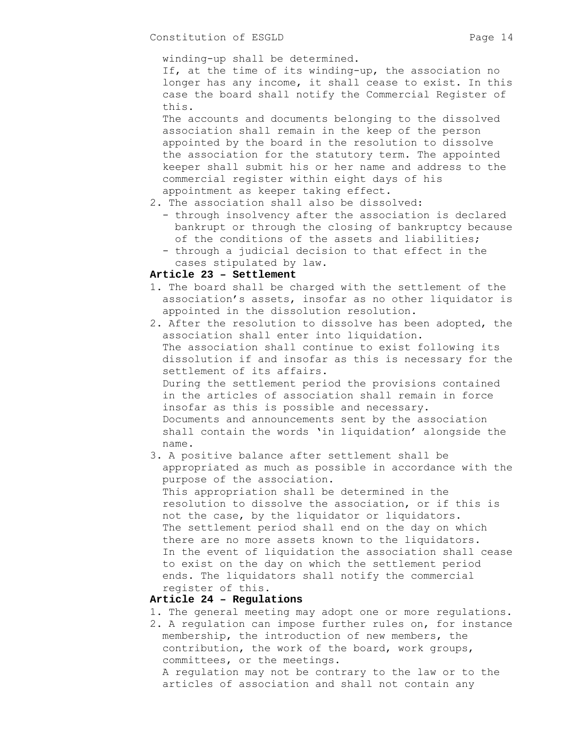winding-up shall be determined.
If, at the time of its winding-up, the association no longer has any income, it shall cease to exist. In this case the board shall notify the Commercial Register of this.
The accounts and documents belonging to the dissolved association shall remain in the keep of the person appointed by the board in the resolution to dissolve the association for the statutory term. The appointed keeper shall submit his or her name and address to the commercial register within eight days of his appointment as keeper taking effect.

2. The association shall also be dissolved:
   - through insolvency after the association is declared bankrupt or through the closing of bankruptcy because of the conditions of the assets and liabilities;
   - through a judicial decision to that effect in the cases stipulated by law.

**Article 23 – Settlement**

1. The board shall be charged with the settlement of the association's assets, insofar as no other liquidator is appointed in the dissolution resolution.
2. After the resolution to dissolve has been adopted, the association shall enter into liquidation.
   The association shall continue to exist following its dissolution if and insofar as this is necessary for the settlement of its affairs.
   During the settlement period the provisions contained in the articles of association shall remain in force insofar as this is possible and necessary.
   Documents and announcements sent by the association shall contain the words 'in liquidation' alongside the name.
3. A positive balance after settlement shall be appropriated as much as possible in accordance with the purpose of the association.
   This appropriation shall be determined in the resolution to dissolve the association, or if this is not the case, by the liquidator or liquidators.
   The settlement period shall end on the day on which there are no more assets known to the liquidators.
   In the event of liquidation the association shall cease to exist on the day on which the settlement period ends. The liquidators shall notify the commercial register of this.

**Article 24 – Regulations**

1. The general meeting may adopt one or more regulations.
2. A regulation can impose further rules on, for instance membership, the introduction of new members, the contribution, the work of the board, work groups, committees, or the meetings.
   A regulation may not be contrary to the law or to the articles of association and shall not contain any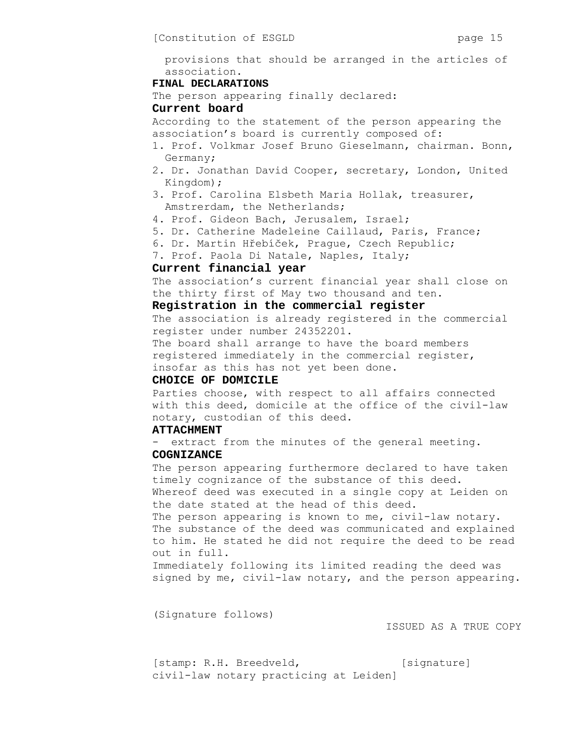provisions that should be arranged in the articles of association.

**FINAL DECLARATIONS**

The person appearing finally declared:

### Current board

According to the statement of the person appearing the association's board is currently composed of:

1. Prof. Volkmar Josef Bruno Gieselmann, chairman. Bonn, Germany;
2. Dr. Jonathan David Cooper, secretary, London, United Kingdom);
3. Prof. Carolina Elsbeth Maria Hollak, treasurer, Amstrerdam, the Netherlands;
4. Prof. Gideon Bach, Jerusalem, Israel;
5. Dr. Catherine Madeleine Caillaud, Paris, France;
6. Dr. Martin Hřebíček, Prague, Czech Republic;
7. Prof. Paola Di Natale, Naples, Italy;

### Current financial year

The association's current financial year shall close on the thirty first of May two thousand and ten.

### Registration in the commercial register

The association is already registered in the commercial register under number 24352201.

The board shall arrange to have the board members registered immediately in the commercial register, insofar as this has not yet been done.

**CHOICE OF DOMICILE**

Parties choose, with respect to all affairs connected with this deed, domicile at the office of the civil-law notary, custodian of this deed.

**ATTACHMENT**

- extract from the minutes of the general meeting.

**COGNIZANCE**

The person appearing furthermore declared to have taken timely cognizance of the substance of this deed.

Whereof deed was executed in a single copy at Leiden on the date stated at the head of this deed.

The person appearing is known to me, civil-law notary.

The substance of the deed was communicated and explained to him. He stated he did not require the deed to be read out in full.

Immediately following its limited reading the deed was signed by me, civil-law notary, and the person appearing.

(Signature follows)

ISSUED AS A TRUE COPY

[stamp: R.H. Breedveld, civil-law notary practicing at Leiden] [signature]